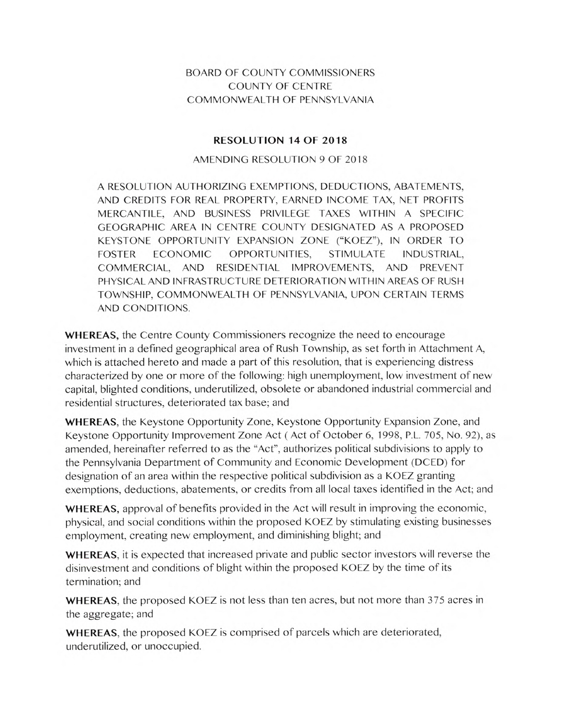BOARD OF COUNTY COMMISSIONERS
COUNTY OF CENTRE
COMMONWEALTH OF PENNSYLVANIA

# RESOLUTION 14 OF 2018

AMENDING RESOLUTION 9 OF 2018

A RESOLUTION AUTHORIZING EXEMPTIONS, DEDUCTIONS, ABATEMENTS, AND CREDITS FOR REAL PROPERTY, EARNED INCOME TAX, NET PROFITS MERCANTILE, AND BUSINESS PRIVILEGE TAXES WITHIN A SPECIFIC GEOGRAPHIC AREA IN CENTRE COUNTY DESIGNATED AS A PROPOSED KEYSTONE OPPORTUNITY EXPANSION ZONE ("KOEZ"), IN ORDER TO FOSTER ECONOMIC OPPORTUNITIES, STIMULATE INDUSTRIAL, COMMERCIAL, AND RESIDENTIAL IMPROVEMENTS, AND PREVENT PHYSICAL AND INFRASTRUCTURE DETERIORATION WITHIN AREAS OF RUSH TOWNSHIP, COMMONWEALTH OF PENNSYLVANIA, UPON CERTAIN TERMS AND CONDITIONS.

**WHEREAS,** the Centre County Commissioners recognize the need to encourage investment in a defined geographical area of Rush Township, as set forth in Attachment A, which is attached hereto and made a part of this resolution, that is experiencing distress characterized by one or more of the following: high unemployment, low investment of new capital, blighted conditions, underutilized, obsolete or abandoned industrial commercial and residential structures, deteriorated tax base; and

**WHEREAS,** the Keystone Opportunity Zone, Keystone Opportunity Expansion Zone, and Keystone Opportunity Improvement Zone Act ( Act of October 6, 1998, P.L. 705, No. 92), as amended, hereinafter referred to as the "Act", authorizes political subdivisions to apply to the Pennsylvania Department of Community and Economic Development (DCED) for designation of an area within the respective political subdivision as a KOEZ granting exemptions, deductions, abatements, or credits from all local taxes identified in the Act; and

**WHEREAS,** approval of benefits provided in the Act will result in improving the economic, physical, and social conditions within the proposed KOEZ by stimulating existing businesses employment, creating new employment, and diminishing blight; and

**WHEREAS,** it is expected that increased private and public sector investors will reverse the disinvestment and conditions of blight within the proposed KOEZ by the time of its termination; and

**WHEREAS,** the proposed KOEZ is not less than ten acres, but not more than 375 acres in the aggregate; and

**WHEREAS,** the proposed KOEZ is comprised of parcels which are deteriorated, underutilized, or unoccupied.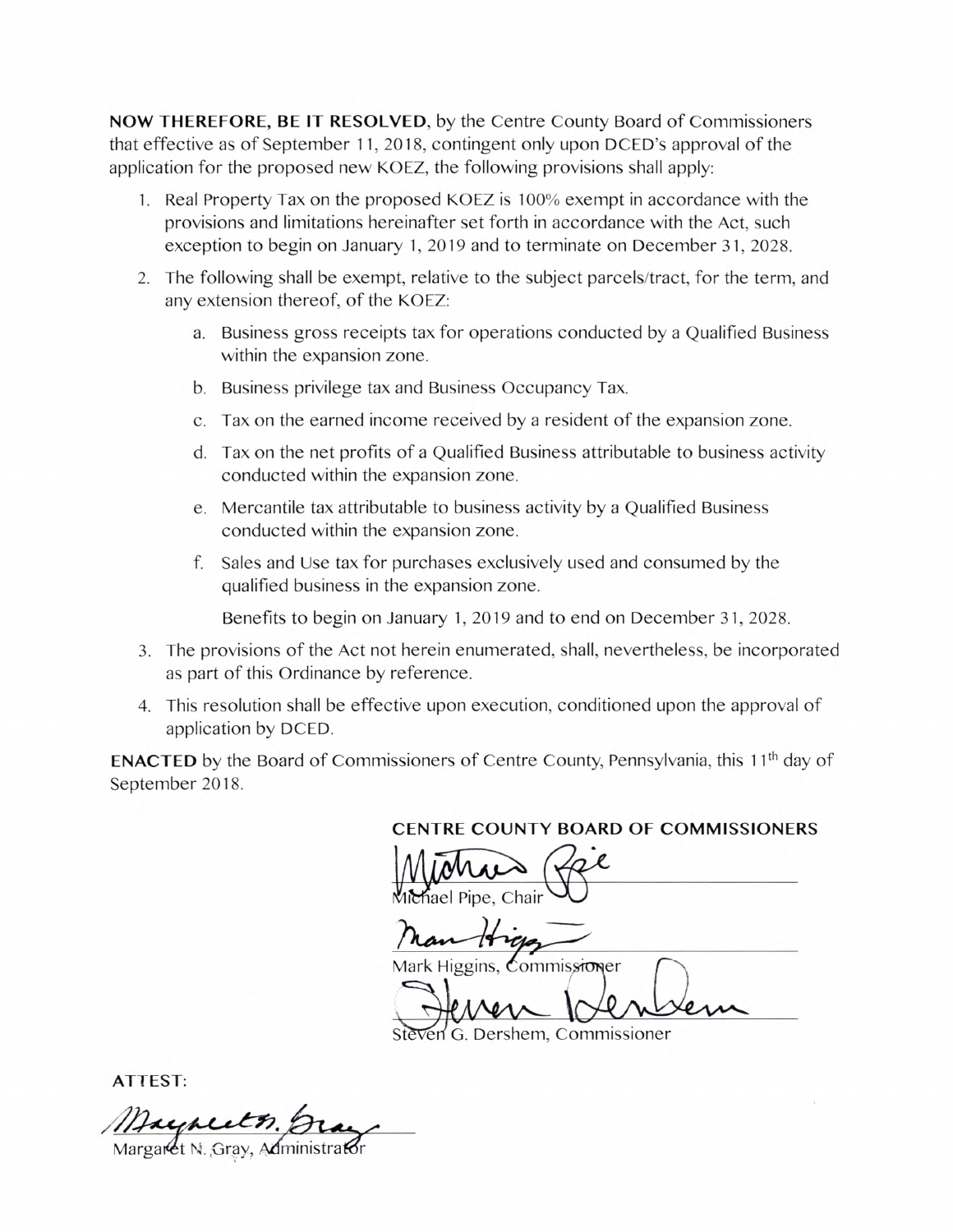**NOW THEREFORE, BE IT RESOLVED**, by the Centre County Board of Commissioners that effective as of September 11, 2018, contingent only upon DCED's approval of the application for the proposed new KOEZ, the following provisions shall apply:

1. Real Property Tax on the proposed KOEZ is 100% exempt in accordance with the provisions and limitations hereinafter set forth in accordance with the Act, such exception to begin on January 1, 2019 and to terminate on December 31, 2028.
2. The following shall be exempt, relative to the subject parcels/tract, for the term, and any extension thereof, of the KOEZ:
   a. Business gross receipts tax for operations conducted by a Qualified Business within the expansion zone.
   b. Business privilege tax and Business Occupancy Tax.
   c. Tax on the earned income received by a resident of the expansion zone.
   d. Tax on the net profits of a Qualified Business attributable to business activity conducted within the expansion zone.
   e. Mercantile tax attributable to business activity by a Qualified Business conducted within the expansion zone.
   f. Sales and Use tax for purchases exclusively used and consumed by the qualified business in the expansion zone.

   Benefits to begin on January 1, 2019 and to end on December 31, 2028.
3. The provisions of the Act not herein enumerated, shall, nevertheless, be incorporated as part of this Ordinance by reference.
4. This resolution shall be effective upon execution, conditioned upon the approval of application by DCED.

**ENACTED** by the Board of Commissioners of Centre County, Pennsylvania, this 11th day of September 2018.

**CENTRE COUNTY BOARD OF COMMISSIONERS**

Michael Pipe, Chair

Mark Higgins, Commissioner

Steven G. Dershem, Commissioner

**ATTEST:**

Margaret N. Gray, Administrator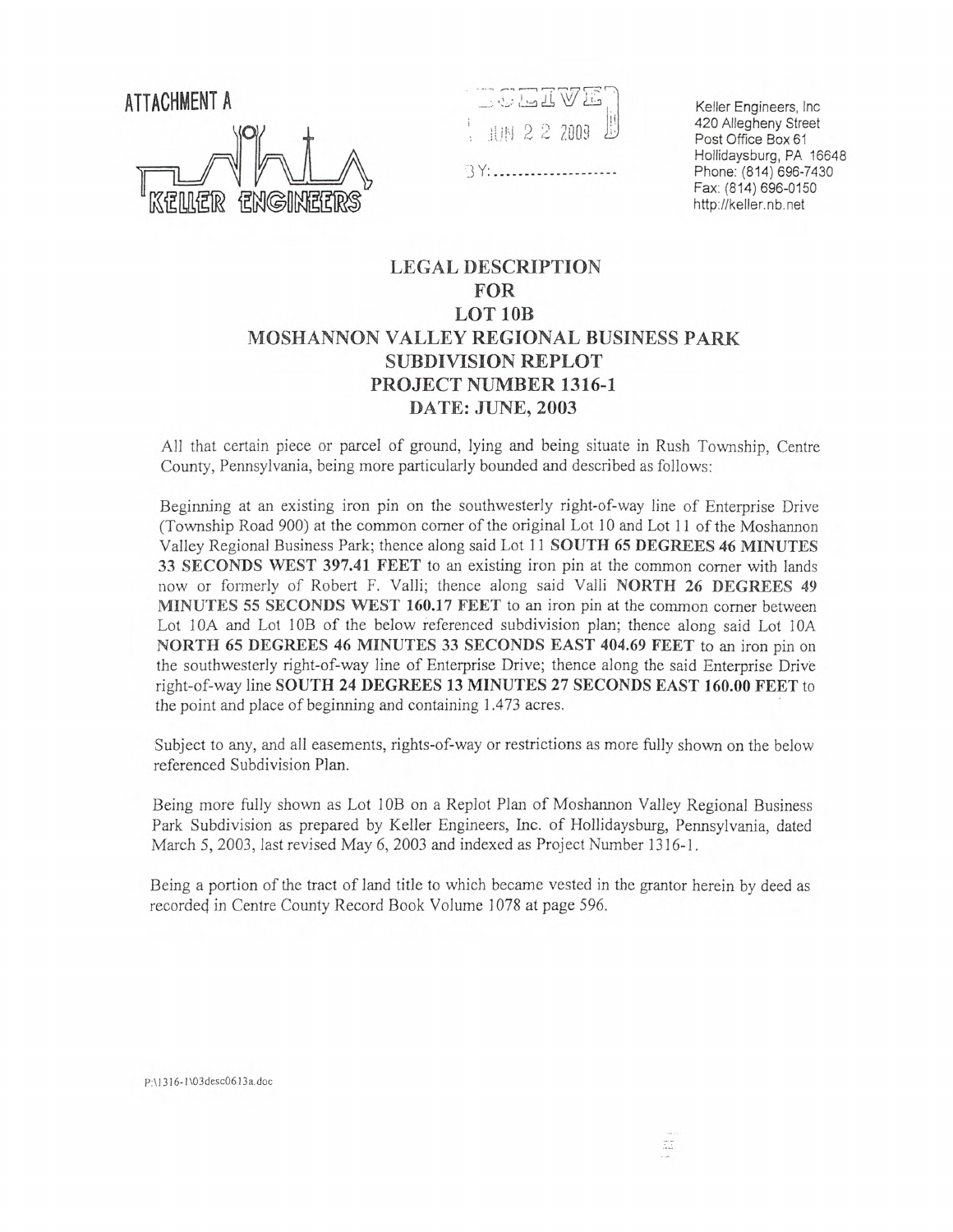ATTACHMENT A

KELLER ENGINEERS

RECEIVED
JUN 2 2 2003
BY: ..................

Keller Engineers, Inc
420 Allegheny Street
Post Office Box 61
Hollidaysburg, PA 16648
Phone: (814) 696-7430
Fax: (814) 696-0150
http://keller.nb.net

# LEGAL DESCRIPTION
# FOR
# LOT 10B
# MOSHANNON VALLEY REGIONAL BUSINESS PARK
# SUBDIVISION REPLOT
# PROJECT NUMBER 1316-1
# DATE: JUNE, 2003

All that certain piece or parcel of ground, lying and being situate in Rush Township, Centre County, Pennsylvania, being more particularly bounded and described as follows:

Beginning at an existing iron pin on the southwesterly right-of-way line of Enterprise Drive (Township Road 900) at the common corner of the original Lot 10 and Lot 11 of the Moshannon Valley Regional Business Park; thence along said Lot 11 **SOUTH 65 DEGREES 46 MINUTES 33 SECONDS WEST 397.41 FEET** to an existing iron pin at the common corner with lands now or formerly of Robert F. Valli; thence along said Valli **NORTH 26 DEGREES 49 MINUTES 55 SECONDS WEST 160.17 FEET** to an iron pin at the common corner between Lot 10A and Lot 10B of the below referenced subdivision plan; thence along said Lot 10A **NORTH 65 DEGREES 46 MINUTES 33 SECONDS EAST 404.69 FEET** to an iron pin on the southwesterly right-of-way line of Enterprise Drive; thence along the said Enterprise Drive right-of-way line **SOUTH 24 DEGREES 13 MINUTES 27 SECONDS EAST 160.00 FEET** to the point and place of beginning and containing 1.473 acres.

Subject to any, and all easements, rights-of-way or restrictions as more fully shown on the below referenced Subdivision Plan.

Being more fully shown as Lot 10B on a Replot Plan of Moshannon Valley Regional Business Park Subdivision as prepared by Keller Engineers, Inc. of Hollidaysburg, Pennsylvania, dated March 5, 2003, last revised May 6, 2003 and indexed as Project Number 1316-1.

Being a portion of the tract of land title to which became vested in the grantor herein by deed as recorded in Centre County Record Book Volume 1078 at page 596.

P:\1316-1\03desc0613a.doc